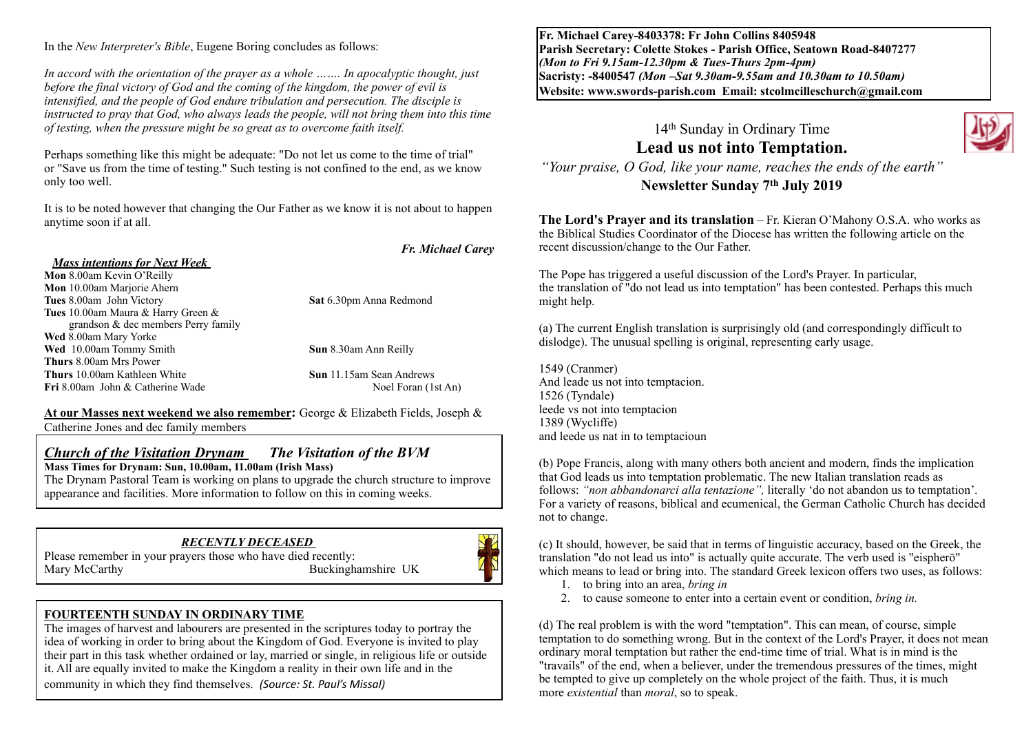In the *New Interpreter's Bible*, Eugene Boring concludes as follows:

*In accord with the orientation of the prayer as a whole ……. In apocalyptic thought, just before the final victory of God and the coming of the kingdom, the power of evil is intensified, and the people of God endure tribulation and persecution. The disciple is instructed to pray that God, who always leads the people, will not bring them into this time of testing, when the pressure might be so great as to overcome faith itself.*

Perhaps something like this might be adequate: "Do not let us come to the time of trial" or "Save us from the time of testing." Such testing is not confined to the end, as we know only too well.

It is to be noted however that changing the Our Father as we know it is not about to happen anytime soon if at all.

***Fr. Michael Carey***

***Mass intentions for Next Week***

**Mon** 8.00am Kevin O'Reilly
**Mon** 10.00am Marjorie Ahern
**Tues** 8.00am John Victory
**Tues** 10.00am Maura & Harry Green & grandson & dec members Perry family
**Wed** 8.00am Mary Yorke
**Wed** 10.00am Tommy Smith
**Thurs** 8.00am Mrs Power
**Thurs** 10.00am Kathleen White
**Fri** 8.00am John & Catherine Wade
**Sat** 6.30pm Anna Redmond
**Sun** 8.30am Ann Reilly
**Sun** 11.15am Sean Andrews
Noel Foran (1st An)

**At our Masses next weekend we also remember:** George & Elizabeth Fields, Joseph & Catherine Jones and dec family members

## *Church of the Visitation Drynam* *The Visitation of the BVM*

**Mass Times for Drynam: Sun, 10.00am, 11.00am (Irish Mass)**
The Drynam Pastoral Team is working on plans to upgrade the church structure to improve appearance and facilities. More information to follow on this in coming weeks.

### *RECENTLY DECEASED*

Please remember in your prayers those who have died recently:
Mary McCarthy Buckinghamshire UK

### FOURTEENTH SUNDAY IN ORDINARY TIME

The images of harvest and labourers are presented in the scriptures today to portray the idea of working in order to bring about the Kingdom of God. Everyone is invited to play their part in this task whether ordained or lay, married or single, in religious life or outside it. All are equally invited to make the Kingdom a reality in their own life and in the community in which they find themselves. *(Source: St. Paul's Missal)*

**Fr. Michael Carey-8403378: Fr John Collins 8405948**
**Parish Secretary: Colette Stokes - Parish Office, Seatown Road-8407277**
***(Mon to Fri 9.15am-12.30pm & Tues-Thurs 2pm-4pm)***
**Sacristy: -8400547** ***(Mon –Sat 9.30am-9.55am and 10.30am to 10.50am)***
**Website: www.swords-parish.com Email: stcolmcilleschurch@gmail.com**

14th Sunday in Ordinary Time

# Lead us not into Temptation.

*"Your praise, O God, like your name, reaches the ends of the earth"*

**Newsletter Sunday 7th July 2019**

**The Lord's Prayer and its translation** – Fr. Kieran O'Mahony O.S.A. who works as the Biblical Studies Coordinator of the Diocese has written the following article on the recent discussion/change to the Our Father.

The Pope has triggered a useful discussion of the Lord's Prayer. In particular, the translation of "do not lead us into temptation" has been contested. Perhaps this much might help.

(a) The current English translation is surprisingly old (and correspondingly difficult to dislodge). The unusual spelling is original, representing early usage.

1549 (Cranmer)
And leade us not into temptacion.
1526 (Tyndale)
leede vs not into temptacion
1389 (Wycliffe)
and leede us nat in to temptacioun

(b) Pope Francis, along with many others both ancient and modern, finds the implication that God leads us into temptation problematic. The new Italian translation reads as follows: *"non abbandonarci alla tentazione",* literally 'do not abandon us to temptation'. For a variety of reasons, biblical and ecumenical, the German Catholic Church has decided not to change.

(c) It should, however, be said that in terms of linguistic accuracy, based on the Greek, the translation "do not lead us into" is actually quite accurate. The verb used is "eispherō" which means to lead or bring into. The standard Greek lexicon offers two uses, as follows:

1. to bring into an area, *bring in*
2. to cause someone to enter into a certain event or condition, *bring in.*

(d) The real problem is with the word "temptation". This can mean, of course, simple temptation to do something wrong. But in the context of the Lord's Prayer, it does not mean ordinary moral temptation but rather the end-time time of trial. What is in mind is the "travails" of the end, when a believer, under the tremendous pressures of the times, might be tempted to give up completely on the whole project of the faith. Thus, it is much more *existential* than *moral*, so to speak.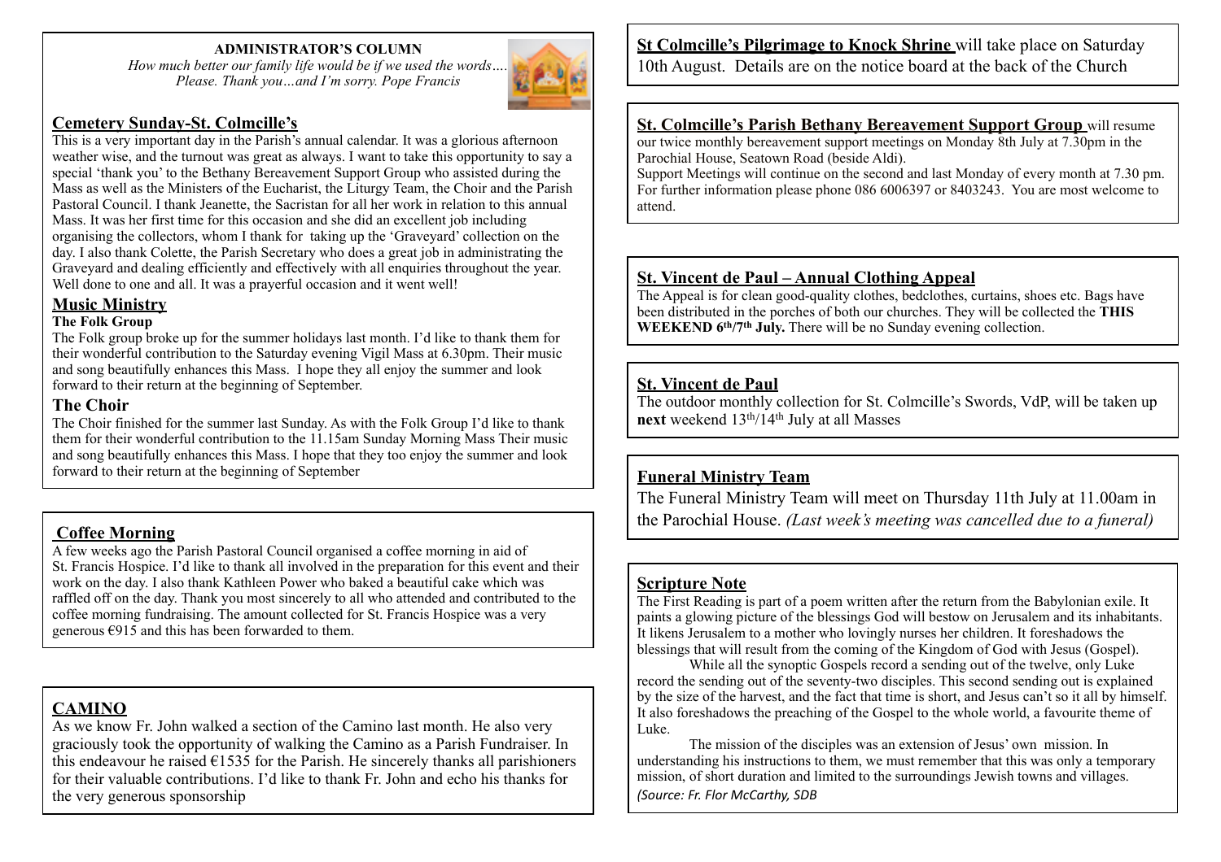**ADMINISTRATOR'S COLUMN**

*How much better our family life would be if we used the words…. Please. Thank you…and I'm sorry. Pope Francis*

## Cemetery Sunday-St. Colmcille's

This is a very important day in the Parish's annual calendar. It was a glorious afternoon weather wise, and the turnout was great as always. I want to take this opportunity to say a special 'thank you' to the Bethany Bereavement Support Group who assisted during the Mass as well as the Ministers of the Eucharist, the Liturgy Team, the Choir and the Parish Pastoral Council. I thank Jeanette, the Sacristan for all her work in relation to this annual Mass. It was her first time for this occasion and she did an excellent job including organising the collectors, whom I thank for taking up the 'Graveyard' collection on the day. I also thank Colette, the Parish Secretary who does a great job in administrating the Graveyard and dealing efficiently and effectively with all enquiries throughout the year. Well done to one and all. It was a prayerful occasion and it went well!

## Music Ministry

**The Folk Group**

The Folk group broke up for the summer holidays last month. I'd like to thank them for their wonderful contribution to the Saturday evening Vigil Mass at 6.30pm. Their music and song beautifully enhances this Mass. I hope they all enjoy the summer and look forward to their return at the beginning of September.

### The Choir

The Choir finished for the summer last Sunday. As with the Folk Group I'd like to thank them for their wonderful contribution to the 11.15am Sunday Morning Mass Their music and song beautifully enhances this Mass. I hope that they too enjoy the summer and look forward to their return at the beginning of September

## Coffee Morning

A few weeks ago the Parish Pastoral Council organised a coffee morning in aid of St. Francis Hospice. I'd like to thank all involved in the preparation for this event and their work on the day. I also thank Kathleen Power who baked a beautiful cake which was raffled off on the day. Thank you most sincerely to all who attended and contributed to the coffee morning fundraising. The amount collected for St. Francis Hospice was a very generous €915 and this has been forwarded to them.

## CAMINO

As we know Fr. John walked a section of the Camino last month. He also very graciously took the opportunity of walking the Camino as a Parish Fundraiser. In this endeavour he raised €1535 for the Parish. He sincerely thanks all parishioners for their valuable contributions. I'd like to thank Fr. John and echo his thanks for the very generous sponsorship

**St Colmcille's Pilgrimage to Knock Shrine** will take place on Saturday 10th August. Details are on the notice board at the back of the Church

**St. Colmcille's Parish Bethany Bereavement Support Group** will resume our twice monthly bereavement support meetings on Monday 8th July at 7.30pm in the Parochial House, Seatown Road (beside Aldi).

Support Meetings will continue on the second and last Monday of every month at 7.30 pm. For further information please phone 086 6006397 or 8403243. You are most welcome to attend.

## St. Vincent de Paul – Annual Clothing Appeal

The Appeal is for clean good-quality clothes, bedclothes, curtains, shoes etc. Bags have been distributed in the porches of both our churches. They will be collected the **THIS WEEKEND 6th/7th July.** There will be no Sunday evening collection.

## St. Vincent de Paul

The outdoor monthly collection for St. Colmcille's Swords, VdP, will be taken up **next** weekend 13th/14th July at all Masses

## Funeral Ministry Team

The Funeral Ministry Team will meet on Thursday 11th July at 11.00am in the Parochial House. *(Last week's meeting was cancelled due to a funeral)*

## Scripture Note

The First Reading is part of a poem written after the return from the Babylonian exile. It paints a glowing picture of the blessings God will bestow on Jerusalem and its inhabitants. It likens Jerusalem to a mother who lovingly nurses her children. It foreshadows the blessings that will result from the coming of the Kingdom of God with Jesus (Gospel).

While all the synoptic Gospels record a sending out of the twelve, only Luke record the sending out of the seventy-two disciples. This second sending out is explained by the size of the harvest, and the fact that time is short, and Jesus can't so it all by himself. It also foreshadows the preaching of the Gospel to the whole world, a favourite theme of Luke.

The mission of the disciples was an extension of Jesus' own mission. In understanding his instructions to them, we must remember that this was only a temporary mission, of short duration and limited to the surroundings Jewish towns and villages.

*(Source: Fr. Flor McCarthy, SDB*